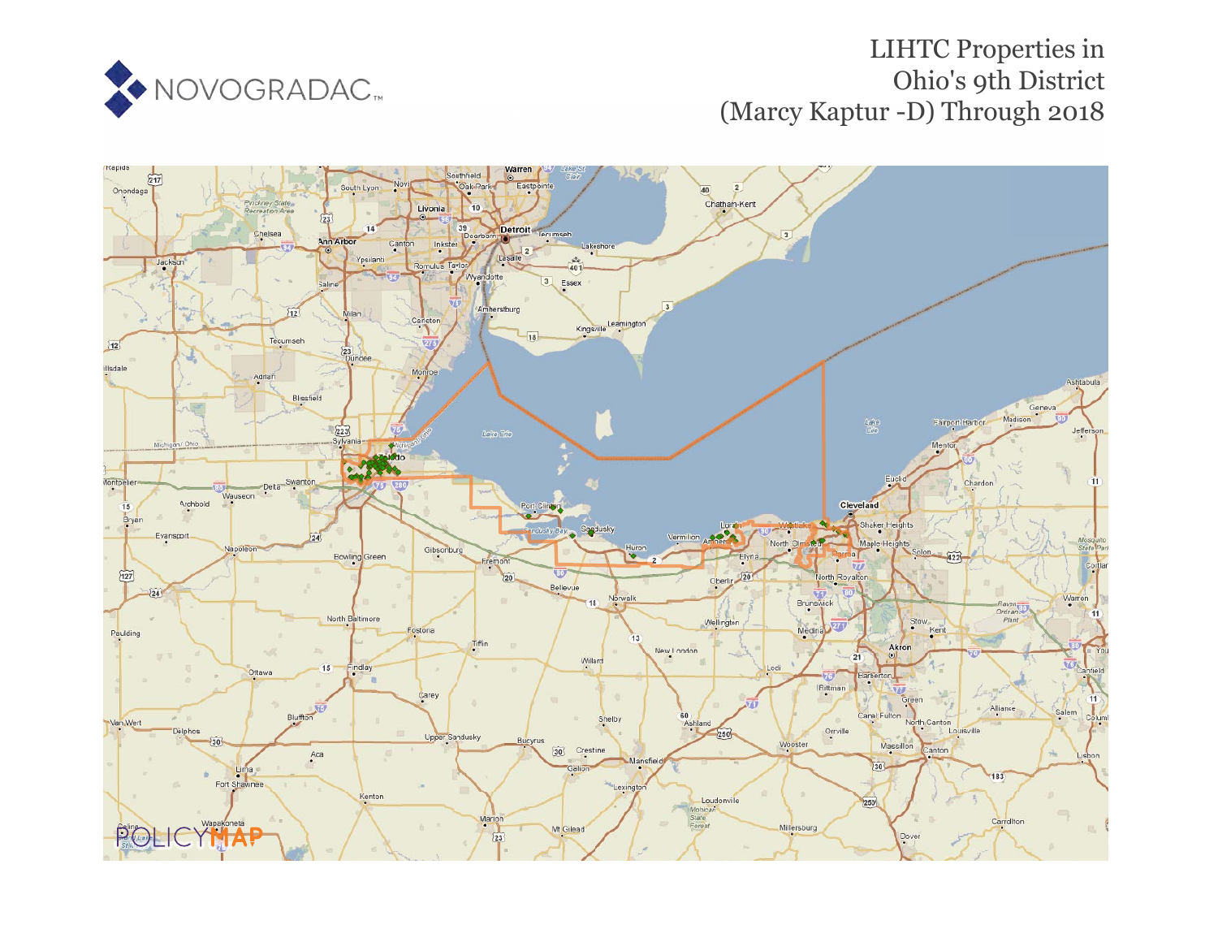NOVOGRADAC

# LIHTC Properties in Ohio's 9th District (Marcy Kaptur -D) Through 2018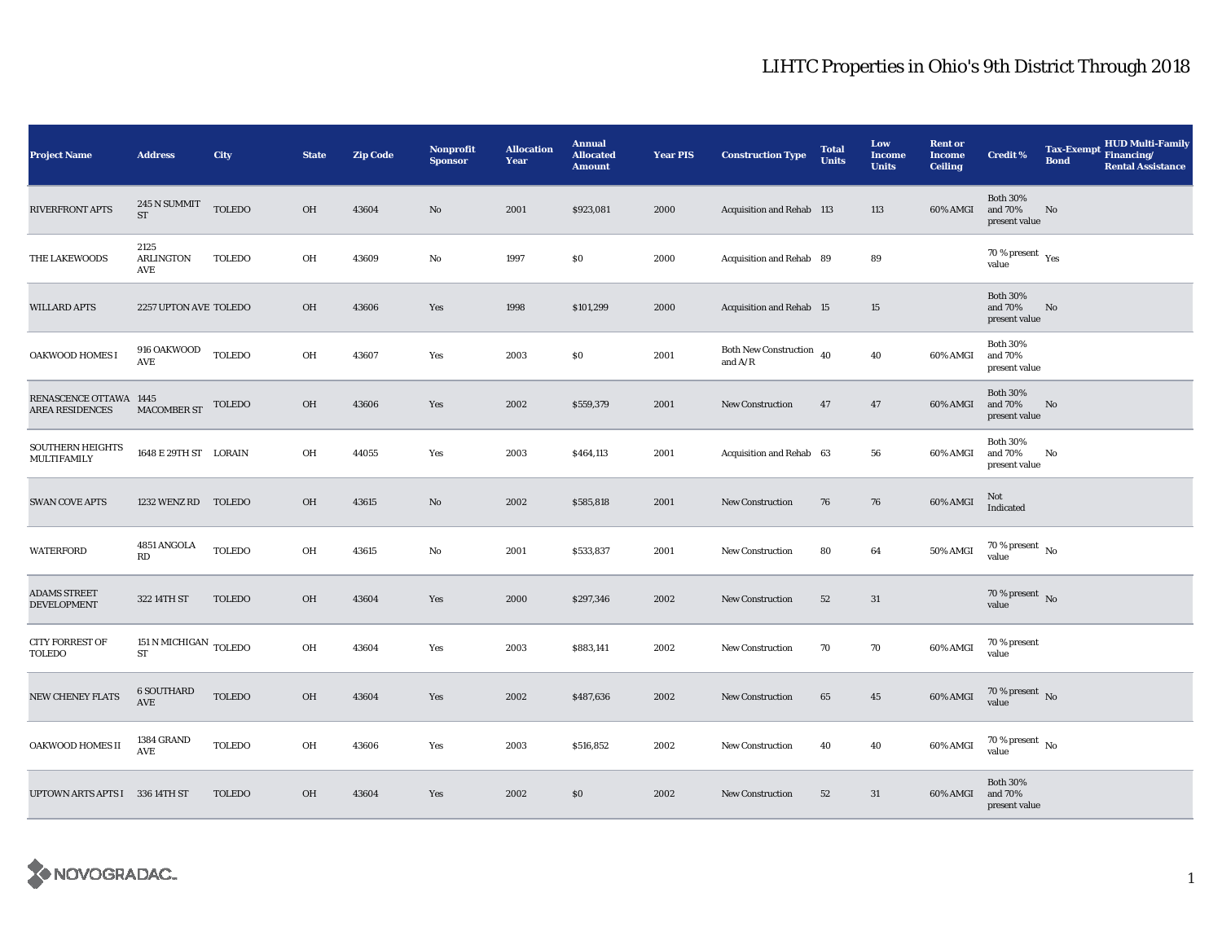# LIHTC Properties in Ohio's 9th District Through 2018

| Project Name | Address | City | State | Zip Code | Nonprofit Sponsor | Allocation Year | Annual Allocated Amount | Year PIS | Construction Type | Total Units | Low Income Units | Rent or Income Ceiling | Credit % | Tax-Exempt Bond | HUD Multi-Family Financing/ Rental Assistance |
|---|---|---|---|---|---|---|---|---|---|---|---|---|---|---|---|
| RIVERFRONT APTS | 245 N SUMMIT ST | TOLEDO | OH | 43604 | No | 2001 | $923,081 | 2000 | Acquisition and Rehab | 113 | 113 | 60% AMGI | Both 30% and 70% present value | No | |
| THE LAKEWOODS | 2125 ARLINGTON AVE | TOLEDO | OH | 43609 | No | 1997 | $0 | 2000 | Acquisition and Rehab | 89 | 89 | | 70 % present value | Yes | |
| WILLARD APTS | 2257 UPTON AVE | TOLEDO | OH | 43606 | Yes | 1998 | $101,299 | 2000 | Acquisition and Rehab | 15 | 15 | | Both 30% and 70% present value | No | |
| OAKWOOD HOMES I | 916 OAKWOOD AVE | TOLEDO | OH | 43607 | Yes | 2003 | $0 | 2001 | Both New Construction and A/R | 40 | 40 | 60% AMGI | Both 30% and 70% present value | | |
| RENASCENCE OTTAWA AREA RESIDENCES | 1445 MACOMBER ST | TOLEDO | OH | 43606 | Yes | 2002 | $559,379 | 2001 | New Construction | 47 | 47 | 60% AMGI | Both 30% and 70% present value | No | |
| SOUTHERN HEIGHTS MULTIFAMILY | 1648 E 29TH ST | LORAIN | OH | 44055 | Yes | 2003 | $464,113 | 2001 | Acquisition and Rehab | 63 | 56 | 60% AMGI | Both 30% and 70% present value | No | |
| SWAN COVE APTS | 1232 WENZ RD | TOLEDO | OH | 43615 | No | 2002 | $585,818 | 2001 | New Construction | 76 | 76 | 60% AMGI | Not Indicated | | |
| WATERFORD | 4851 ANGOLA RD | TOLEDO | OH | 43615 | No | 2001 | $533,837 | 2001 | New Construction | 80 | 64 | 50% AMGI | 70 % present value | No | |
| ADAMS STREET DEVELOPMENT | 322 14TH ST | TOLEDO | OH | 43604 | Yes | 2000 | $297,346 | 2002 | New Construction | 52 | 31 | | 70 % present value | No | |
| CITY FORREST OF TOLEDO | 151 N MICHIGAN ST | TOLEDO | OH | 43604 | Yes | 2003 | $883,141 | 2002 | New Construction | 70 | 70 | 60% AMGI | 70 % present value | | |
| NEW CHENEY FLATS | 6 SOUTHARD AVE | TOLEDO | OH | 43604 | Yes | 2002 | $487,636 | 2002 | New Construction | 65 | 45 | 60% AMGI | 70 % present value | No | |
| OAKWOOD HOMES II | 1384 GRAND AVE | TOLEDO | OH | 43606 | Yes | 2003 | $516,852 | 2002 | New Construction | 40 | 40 | 60% AMGI | 70 % present value | No | |
| UPTOWN ARTS APTS I | 336 14TH ST | TOLEDO | OH | 43604 | Yes | 2002 | $0 | 2002 | New Construction | 52 | 31 | 60% AMGI | Both 30% and 70% present value | | |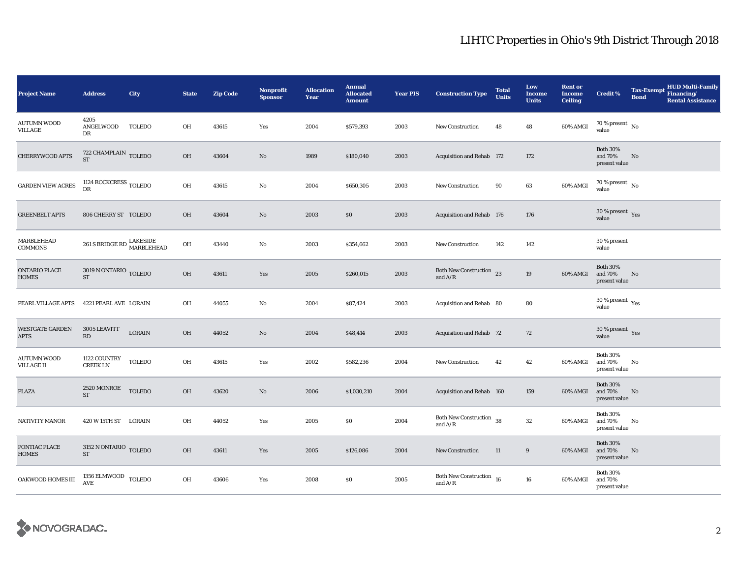# LIHTC Properties in Ohio's 9th District Through 2018

| Project Name | Address | City | State | Zip Code | Nonprofit Sponsor | Allocation Year | Annual Allocated Amount | Year PIS | Construction Type | Total Units | Low Income Units | Rent or Income Ceiling | Credit % | Tax-Exempt Bond | HUD Multi-Family Financing/ Rental Assistance |
|---|---|---|---|---|---|---|---|---|---|---|---|---|---|---|---|
| AUTUMN WOOD VILLAGE | 4205 ANGELWOOD DR | TOLEDO | OH | 43615 | Yes | 2004 | $579,393 | 2003 | New Construction | 48 | 48 | 60% AMGI | 70 % present value | No | |
| CHERRYWOOD APTS | 722 CHAMPLAIN ST | TOLEDO | OH | 43604 | No | 1989 | $180,040 | 2003 | Acquisition and Rehab | 172 | 172 | | Both 30% and 70% present value | No | |
| GARDEN VIEW ACRES | 1124 ROCKCRESS DR | TOLEDO | OH | 43615 | No | 2004 | $650,305 | 2003 | New Construction | 90 | 63 | 60% AMGI | 70 % present value | No | |
| GREENBELT APTS | 806 CHERRY ST | TOLEDO | OH | 43604 | No | 2003 | $0 | 2003 | Acquisition and Rehab | 176 | 176 | | 30 % present value | Yes | |
| MARBLEHEAD COMMONS | 261 S BRIDGE RD | LAKESIDE MARBLEHEAD | OH | 43440 | No | 2003 | $354,662 | 2003 | New Construction | 142 | 142 | | 30 % present value | | |
| ONTARIO PLACE HOMES | 3019 N ONTARIO ST | TOLEDO | OH | 43611 | Yes | 2005 | $260,015 | 2003 | Both New Construction and A/R | 23 | 19 | 60% AMGI | Both 30% and 70% present value | No | |
| PEARL VILLAGE APTS | 4221 PEARL AVE | LORAIN | OH | 44055 | No | 2004 | $87,424 | 2003 | Acquisition and Rehab | 80 | 80 | | 30 % present value | Yes | |
| WESTGATE GARDEN APTS | 3005 LEAVITT RD | LORAIN | OH | 44052 | No | 2004 | $48,414 | 2003 | Acquisition and Rehab | 72 | 72 | | 30 % present value | Yes | |
| AUTUMN WOOD VILLAGE II | 1122 COUNTRY CREEK LN | TOLEDO | OH | 43615 | Yes | 2002 | $582,236 | 2004 | New Construction | 42 | 42 | 60% AMGI | Both 30% and 70% present value | No | |
| PLAZA | 2520 MONROE ST | TOLEDO | OH | 43620 | No | 2006 | $1,030,210 | 2004 | Acquisition and Rehab | 160 | 159 | 60% AMGI | Both 30% and 70% present value | No | |
| NATIVITY MANOR | 420 W 15TH ST | LORAIN | OH | 44052 | Yes | 2005 | $0 | 2004 | Both New Construction and A/R | 38 | 32 | 60% AMGI | Both 30% and 70% present value | No | |
| PONTIAC PLACE HOMES | 3152 N ONTARIO ST | TOLEDO | OH | 43611 | Yes | 2005 | $126,086 | 2004 | New Construction | 11 | 9 | 60% AMGI | Both 30% and 70% present value | No | |
| OAKWOOD HOMES III | 1356 ELMWOOD AVE | TOLEDO | OH | 43606 | Yes | 2008 | $0 | 2005 | Both New Construction and A/R | 16 | 16 | 60% AMGI | Both 30% and 70% present value | | |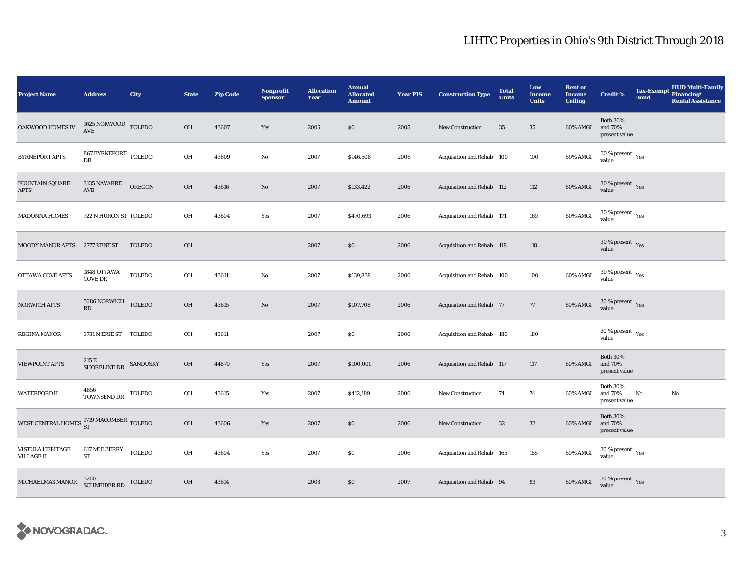# LIHTC Properties in Ohio's 9th District Through 2018

| Project Name | Address | City | State | Zip Code | Nonprofit Sponsor | Allocation Year | Annual Allocated Amount | Year PIS | Construction Type | Total Units | Low Income Units | Rent or Income Ceiling | Credit % | Tax-Exempt Bond | HUD Multi-Family Financing/ Rental Assistance |
|---|---|---|---|---|---|---|---|---|---|---|---|---|---|---|---|
| OAKWOOD HOMES IV | 1625 NORWOOD AVE | TOLEDO | OH | 43607 | Yes | 2006 | $0 | 2005 | New Construction | 35 | 35 | 60% AMGI | Both 30% and 70% present value | | |
| BYRNEPORT APTS | 867 BYRNEPORT DR | TOLEDO | OH | 43609 | No | 2007 | $146,508 | 2006 | Acquisition and Rehab | 100 | 100 | 60% AMGI | 30 % present value | Yes | |
| FOUNTAIN SQUARE APTS | 3135 NAVARRE AVE | OREGON | OH | 43616 | No | 2007 | $133,422 | 2006 | Acquisition and Rehab | 112 | 112 | 60% AMGI | 30 % present value | Yes | |
| MADONNA HOMES | 722 N HURON ST | TOLEDO | OH | 43604 | Yes | 2007 | $470,693 | 2006 | Acquisition and Rehab | 171 | 169 | 60% AMGI | 30 % present value | Yes | |
| MOODY MANOR APTS | 2777 KENT ST | TOLEDO | OH | | | 2007 | $0 | 2006 | Acquisition and Rehab | 118 | 118 | | 30 % present value | Yes | |
| OTTAWA COVE APTS | 1848 OTTAWA COVE DR | TOLEDO | OH | 43611 | No | 2007 | $139,838 | 2006 | Acquisition and Rehab | 100 | 100 | 60% AMGI | 30 % present value | Yes | |
| NORWICH APTS | 5086 NORWICH RD | TOLEDO | OH | 43615 | No | 2007 | $107,708 | 2006 | Acquisition and Rehab | 77 | 77 | 60% AMGI | 30 % present value | Yes | |
| REGINA MANOR | 3731 N ERIE ST | TOLEDO | OH | 43611 | | 2007 | $0 | 2006 | Acquisition and Rehab | 180 | 180 | | 30 % present value | Yes | |
| VIEWPOINT APTS | 215 E SHORELINE DR | SANDUSKY | OH | 44870 | Yes | 2007 | $100,000 | 2006 | Acquisition and Rehab | 117 | 117 | 60% AMGI | Both 30% and 70% present value | | |
| WATERFORD II | 4856 TOWNSEND DR | TOLEDO | OH | 43615 | Yes | 2007 | $412,189 | 2006 | New Construction | 74 | 74 | 60% AMGI | Both 30% and 70% present value | No | No |
| WEST CENTRAL HOMES | 1719 MACOMBER ST | TOLEDO | OH | 43606 | Yes | 2007 | $0 | 2006 | New Construction | 32 | 32 | 60% AMGI | Both 30% and 70% present value | | |
| VISTULA HERITAGE VILLAGE II | 617 MULBERRY ST | TOLEDO | OH | 43604 | Yes | 2007 | $0 | 2006 | Acquisition and Rehab | 165 | 165 | 60% AMGI | 30 % present value | Yes | |
| MICHAELMAS MANOR | 3260 SCHNEIDER RD | TOLEDO | OH | 43614 | | 2008 | $0 | 2007 | Acquisition and Rehab | 94 | 93 | 60% AMGI | 30 % present value | Yes | |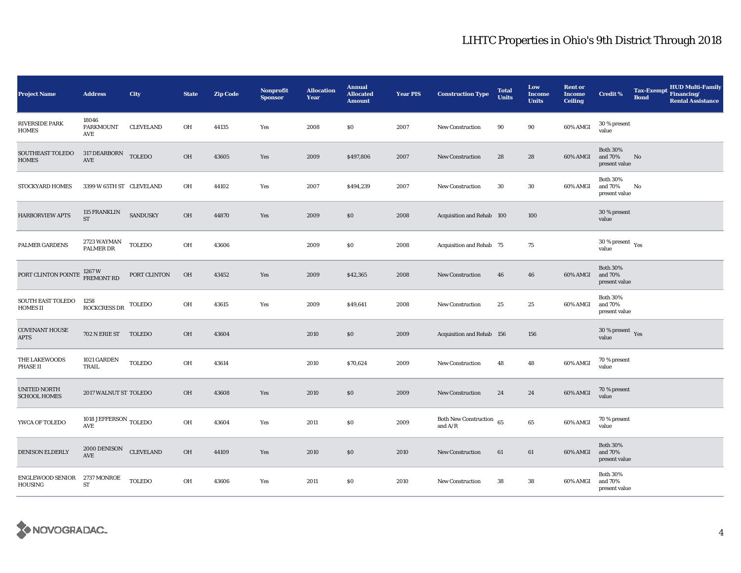# LIHTC Properties in Ohio's 9th District Through 2018

| Project Name | Address | City | State | Zip Code | Nonprofit Sponsor | Allocation Year | Annual Allocated Amount | Year PIS | Construction Type | Total Units | Low Income Units | Rent or Income Ceiling | Credit % | Tax-Exempt Bond | HUD Multi-Family Financing/ Rental Assistance |
|---|---|---|---|---|---|---|---|---|---|---|---|---|---|---|---|
| RIVERSIDE PARK HOMES | 18046 PARKMOUNT AVE | CLEVELAND | OH | 44135 | Yes | 2008 | $0 | 2007 | New Construction | 90 | 90 | 60% AMGI | 30 % present value | | |
| SOUTHEAST TOLEDO HOMES | 317 DEARBORN AVE | TOLEDO | OH | 43605 | Yes | 2009 | $497,806 | 2007 | New Construction | 28 | 28 | 60% AMGI | Both 30% and 70% present value | No | |
| STOCKYARD HOMES | 3399 W 65TH ST | CLEVELAND | OH | 44102 | Yes | 2007 | $494,239 | 2007 | New Construction | 30 | 30 | 60% AMGI | Both 30% and 70% present value | No | |
| HARBORVIEW APTS | 115 FRANKLIN ST | SANDUSKY | OH | 44870 | Yes | 2009 | $0 | 2008 | Acquisition and Rehab | 100 | 100 | | 30 % present value | | |
| PALMER GARDENS | 2723 WAYMAN PALMER DR | TOLEDO | OH | 43606 | | 2009 | $0 | 2008 | Acquisition and Rehab | 75 | 75 | | 30 % present value | Yes | |
| PORT CLINTON POINTE | 1267 W FREMONT RD | PORT CLINTON | OH | 43452 | Yes | 2009 | $42,365 | 2008 | New Construction | 46 | 46 | 60% AMGI | Both 30% and 70% present value | | |
| SOUTH EAST TOLEDO HOMES II | 1258 ROCKCRESS DR | TOLEDO | OH | 43615 | Yes | 2009 | $49,641 | 2008 | New Construction | 25 | 25 | 60% AMGI | Both 30% and 70% present value | | |
| COVENANT HOUSE APTS | 702 N ERIE ST | TOLEDO | OH | 43604 | | 2010 | $0 | 2009 | Acquisition and Rehab | 156 | 156 | | 30 % present value | Yes | |
| THE LAKEWOODS PHASE II | 1021 GARDEN TRAIL | TOLEDO | OH | 43614 | | 2010 | $70,624 | 2009 | New Construction | 48 | 48 | 60% AMGI | 70 % present value | | |
| UNITED NORTH SCHOOL HOMES | 2017 WALNUT ST | TOLEDO | OH | 43608 | Yes | 2010 | $0 | 2009 | New Construction | 24 | 24 | 60% AMGI | 70 % present value | | |
| YWCA OF TOLEDO | 1018 JEFFERSON AVE | TOLEDO | OH | 43604 | Yes | 2011 | $0 | 2009 | Both New Construction and A/R | 65 | 65 | 60% AMGI | 70 % present value | | |
| DENISON ELDERLY | 2000 DENISON AVE | CLEVELAND | OH | 44109 | Yes | 2010 | $0 | 2010 | New Construction | 61 | 61 | 60% AMGI | Both 30% and 70% present value | | |
| ENGLEWOOD SENIOR HOUSING | 2737 MONROE ST | TOLEDO | OH | 43606 | Yes | 2011 | $0 | 2010 | New Construction | 38 | 38 | 60% AMGI | Both 30% and 70% present value | | |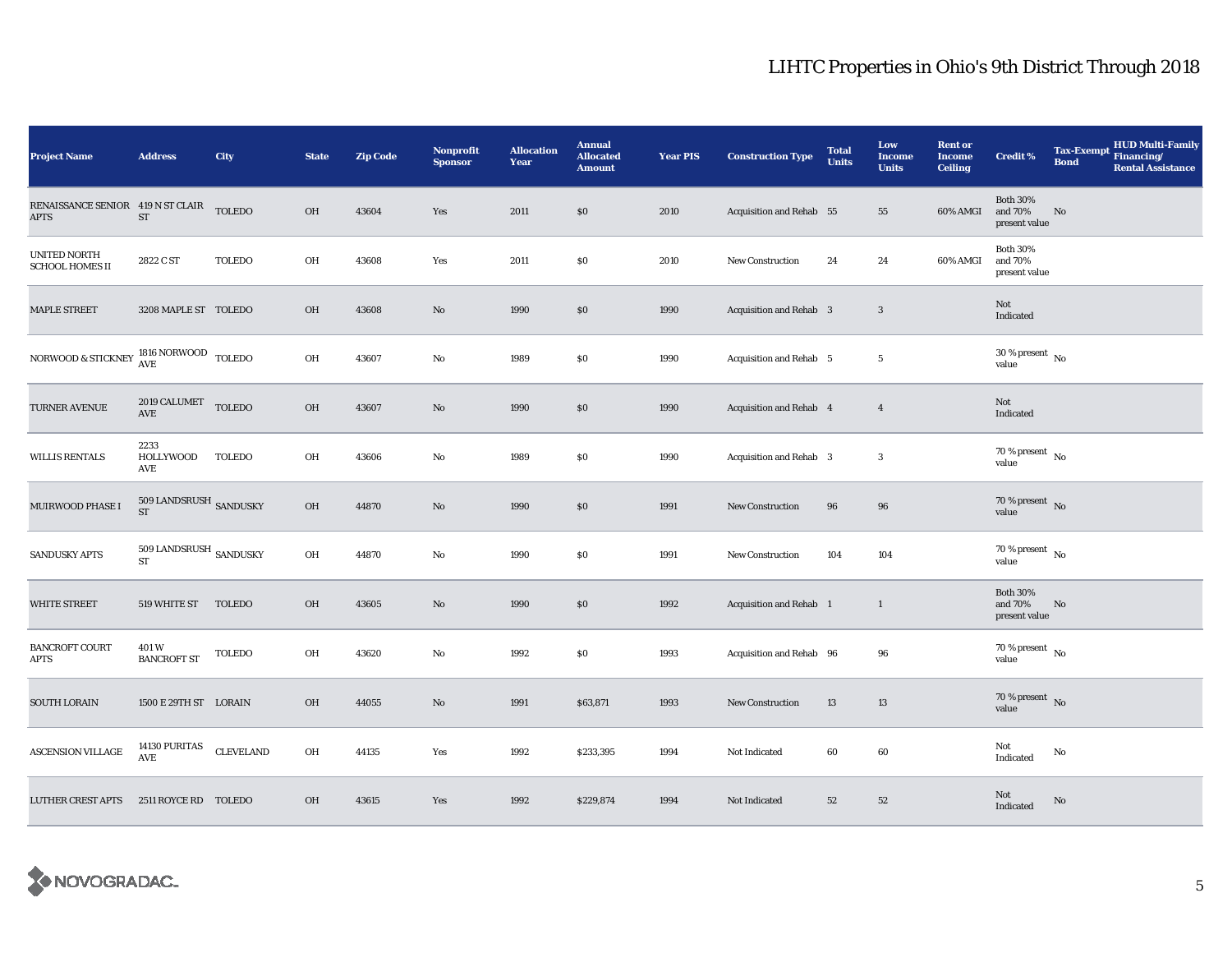# LIHTC Properties in Ohio's 9th District Through 2018

| Project Name | Address | City | State | Zip Code | Nonprofit Sponsor | Allocation Year | Annual Allocated Amount | Year PIS | Construction Type | Total Units | Low Income Units | Rent or Income Ceiling | Credit % | Tax-Exempt Bond | HUD Multi-Family Financing/ Rental Assistance |
|---|---|---|---|---|---|---|---|---|---|---|---|---|---|---|---|
| RENAISSANCE SENIOR APTS | 419 N ST CLAIR ST | TOLEDO | OH | 43604 | Yes | 2011 | $0 | 2010 | Acquisition and Rehab | 55 | 55 | 60% AMGI | Both 30% and 70% present value | No | |
| UNITED NORTH SCHOOL HOMES II | 2822 C ST | TOLEDO | OH | 43608 | Yes | 2011 | $0 | 2010 | New Construction | 24 | 24 | 60% AMGI | Both 30% and 70% present value | | |
| MAPLE STREET | 3208 MAPLE ST | TOLEDO | OH | 43608 | No | 1990 | $0 | 1990 | Acquisition and Rehab | 3 | 3 | | Not Indicated | | |
| NORWOOD & STICKNEY | 1816 NORWOOD AVE | TOLEDO | OH | 43607 | No | 1989 | $0 | 1990 | Acquisition and Rehab | 5 | 5 | | 30 % present value | No | |
| TURNER AVENUE | 2019 CALUMET AVE | TOLEDO | OH | 43607 | No | 1990 | $0 | 1990 | Acquisition and Rehab | 4 | 4 | | Not Indicated | | |
| WILLIS RENTALS | 2233 HOLLYWOOD AVE | TOLEDO | OH | 43606 | No | 1989 | $0 | 1990 | Acquisition and Rehab | 3 | 3 | | 70 % present value | No | |
| MUIRWOOD PHASE I | 509 LANDSRUSH ST | SANDUSKY | OH | 44870 | No | 1990 | $0 | 1991 | New Construction | 96 | 96 | | 70 % present value | No | |
| SANDUSKY APTS | 509 LANDSRUSH ST | SANDUSKY | OH | 44870 | No | 1990 | $0 | 1991 | New Construction | 104 | 104 | | 70 % present value | No | |
| WHITE STREET | 519 WHITE ST | TOLEDO | OH | 43605 | No | 1990 | $0 | 1992 | Acquisition and Rehab | 1 | 1 | | Both 30% and 70% present value | No | |
| BANCROFT COURT APTS | 401 W BANCROFT ST | TOLEDO | OH | 43620 | No | 1992 | $0 | 1993 | Acquisition and Rehab | 96 | 96 | | 70 % present value | No | |
| SOUTH LORAIN | 1500 E 29TH ST | LORAIN | OH | 44055 | No | 1991 | $63,871 | 1993 | New Construction | 13 | 13 | | 70 % present value | No | |
| ASCENSION VILLAGE | 14130 PURITAS AVE | CLEVELAND | OH | 44135 | Yes | 1992 | $233,395 | 1994 | Not Indicated | 60 | 60 | | Not Indicated | No | |
| LUTHER CREST APTS | 2511 ROYCE RD | TOLEDO | OH | 43615 | Yes | 1992 | $229,874 | 1994 | Not Indicated | 52 | 52 | | Not Indicated | No | |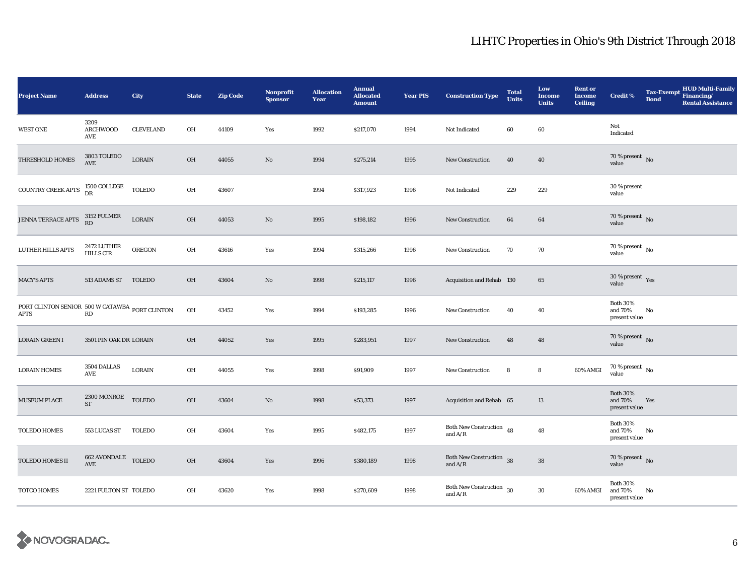# LIHTC Properties in Ohio's 9th District Through 2018

| Project Name | Address | City | State | Zip Code | Nonprofit Sponsor | Allocation Year | Annual Allocated Amount | Year PIS | Construction Type | Total Units | Low Income Units | Rent or Income Ceiling | Credit % | Tax-Exempt Bond | HUD Multi-Family Financing/ Rental Assistance |
|---|---|---|---|---|---|---|---|---|---|---|---|---|---|---|---|
| WEST ONE | 3209 ARCHWOOD AVE | CLEVELAND | OH | 44109 | Yes | 1992 | $217,070 | 1994 | Not Indicated | 60 | 60 | | Not Indicated | | |
| THRESHOLD HOMES | 3803 TOLEDO AVE | LORAIN | OH | 44055 | No | 1994 | $275,214 | 1995 | New Construction | 40 | 40 | | 70 % present value | No | |
| COUNTRY CREEK APTS | 1500 COLLEGE DR | TOLEDO | OH | 43607 | | 1994 | $317,923 | 1996 | Not Indicated | 229 | 229 | | 30 % present value | | |
| JENNA TERRACE APTS | 3152 FULMER RD | LORAIN | OH | 44053 | No | 1995 | $198,182 | 1996 | New Construction | 64 | 64 | | 70 % present value | No | |
| LUTHER HILLS APTS | 2472 LUTHER HILLS CIR | OREGON | OH | 43616 | Yes | 1994 | $315,266 | 1996 | New Construction | 70 | 70 | | 70 % present value | No | |
| MACY'S APTS | 513 ADAMS ST | TOLEDO | OH | 43604 | No | 1998 | $215,117 | 1996 | Acquisition and Rehab | 130 | 65 | | 30 % present value | Yes | |
| PORT CLINTON SENIOR APTS | 500 W CATAWBA RD | PORT CLINTON | OH | 43452 | Yes | 1994 | $193,285 | 1996 | New Construction | 40 | 40 | | Both 30% and 70% present value | No | |
| LORAIN GREEN I | 3501 PIN OAK DR | LORAIN | OH | 44052 | Yes | 1995 | $283,951 | 1997 | New Construction | 48 | 48 | | 70 % present value | No | |
| LORAIN HOMES | 3504 DALLAS AVE | LORAIN | OH | 44055 | Yes | 1998 | $91,909 | 1997 | New Construction | 8 | 8 | 60% AMGI | 70 % present value | No | |
| MUSEUM PLACE | 2300 MONROE ST | TOLEDO | OH | 43604 | No | 1998 | $53,373 | 1997 | Acquisition and Rehab | 65 | 13 | | Both 30% and 70% present value | Yes | |
| TOLEDO HOMES | 553 LUCAS ST | TOLEDO | OH | 43604 | Yes | 1995 | $482,175 | 1997 | Both New Construction and A/R | 48 | 48 | | Both 30% and 70% present value | No | |
| TOLEDO HOMES II | 662 AVONDALE AVE | TOLEDO | OH | 43604 | Yes | 1996 | $380,189 | 1998 | Both New Construction and A/R | 38 | 38 | | 70 % present value | No | |
| TOTCO HOMES | 2221 FULTON ST | TOLEDO | OH | 43620 | Yes | 1998 | $270,609 | 1998 | Both New Construction and A/R | 30 | 30 | 60% AMGI | Both 30% and 70% present value | No | |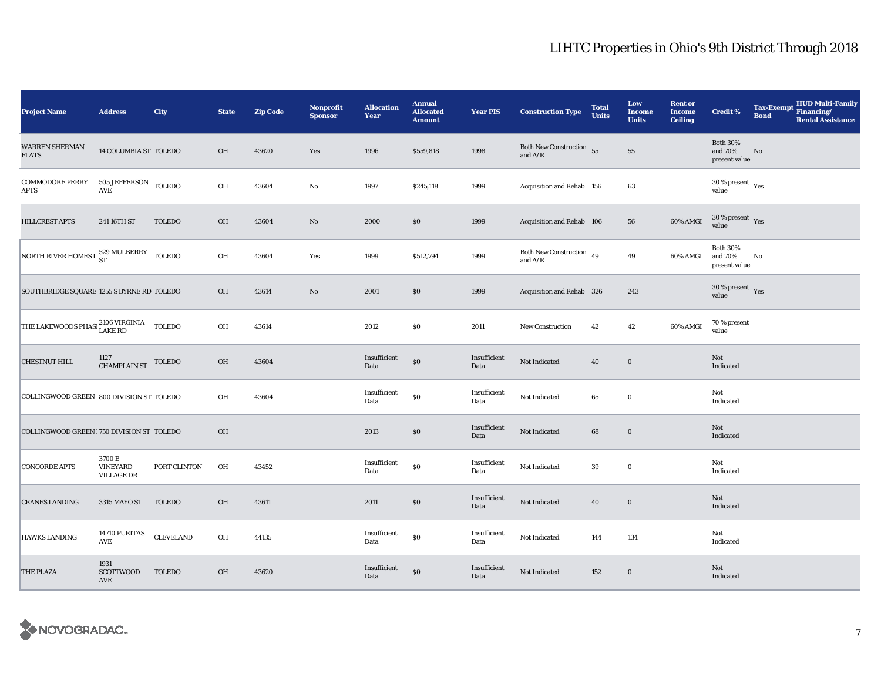# LIHTC Properties in Ohio's 9th District Through 2018

| Project Name | Address | City | State | Zip Code | Nonprofit Sponsor | Allocation Year | Annual Allocated Amount | Year PIS | Construction Type | Total Units | Low Income Units | Rent or Income Ceiling | Credit % | Tax-Exempt Bond | HUD Multi-Family Financing/ Rental Assistance |
|---|---|---|---|---|---|---|---|---|---|---|---|---|---|---|---|
| WARREN SHERMAN FLATS | 14 COLUMBIA ST | TOLEDO | OH | 43620 | Yes | 1996 | $559,818 | 1998 | Both New Construction and A/R | 55 | 55 | | Both 30% and 70% present value | No | |
| COMMODORE PERRY APTS | 505 JEFFERSON AVE | TOLEDO | OH | 43604 | No | 1997 | $245,118 | 1999 | Acquisition and Rehab | 156 | 63 | | 30 % present value | Yes | |
| HILLCREST APTS | 241 16TH ST | TOLEDO | OH | 43604 | No | 2000 | $0 | 1999 | Acquisition and Rehab | 106 | 56 | 60% AMGI | 30 % present value | Yes | |
| NORTH RIVER HOMES I | 529 MULBERRY ST | TOLEDO | OH | 43604 | Yes | 1999 | $512,794 | 1999 | Both New Construction and A/R | 49 | 49 | 60% AMGI | Both 30% and 70% present value | No | |
| SOUTHBRIDGE SQUARE | 1255 S BYRNE RD | TOLEDO | OH | 43614 | No | 2001 | $0 | 1999 | Acquisition and Rehab | 326 | 243 | | 30 % present value | Yes | |
| THE LAKEWOODS PHASI | 2106 VIRGINIA LAKE RD | TOLEDO | OH | 43614 | | 2012 | $0 | 2011 | New Construction | 42 | 42 | 60% AMGI | 70 % present value | | |
| CHESTNUT HILL | 1127 CHAMPLAIN ST | TOLEDO | OH | 43604 | | Insufficient Data | $0 | Insufficient Data | Not Indicated | 40 | 0 | | Not Indicated | | |
| COLLINGWOOD GREEN I | 800 DIVISION ST | TOLEDO | OH | 43604 | | Insufficient Data | $0 | Insufficient Data | Not Indicated | 65 | 0 | | Not Indicated | | |
| COLLINGWOOD GREEN I | 750 DIVISION ST | TOLEDO | OH | | | 2013 | $0 | Insufficient Data | Not Indicated | 68 | 0 | | Not Indicated | | |
| CONCORDE APTS | 3700 E VINEYARD VILLAGE DR | PORT CLINTON | OH | 43452 | | Insufficient Data | $0 | Insufficient Data | Not Indicated | 39 | 0 | | Not Indicated | | |
| CRANES LANDING | 3315 MAYO ST | TOLEDO | OH | 43611 | | 2011 | $0 | Insufficient Data | Not Indicated | 40 | 0 | | Not Indicated | | |
| HAWKS LANDING | 14710 PURITAS AVE | CLEVELAND | OH | 44135 | | Insufficient Data | $0 | Insufficient Data | Not Indicated | 144 | 134 | | Not Indicated | | |
| THE PLAZA | 1931 SCOTTWOOD AVE | TOLEDO | OH | 43620 | | Insufficient Data | $0 | Insufficient Data | Not Indicated | 152 | 0 | | Not Indicated | | |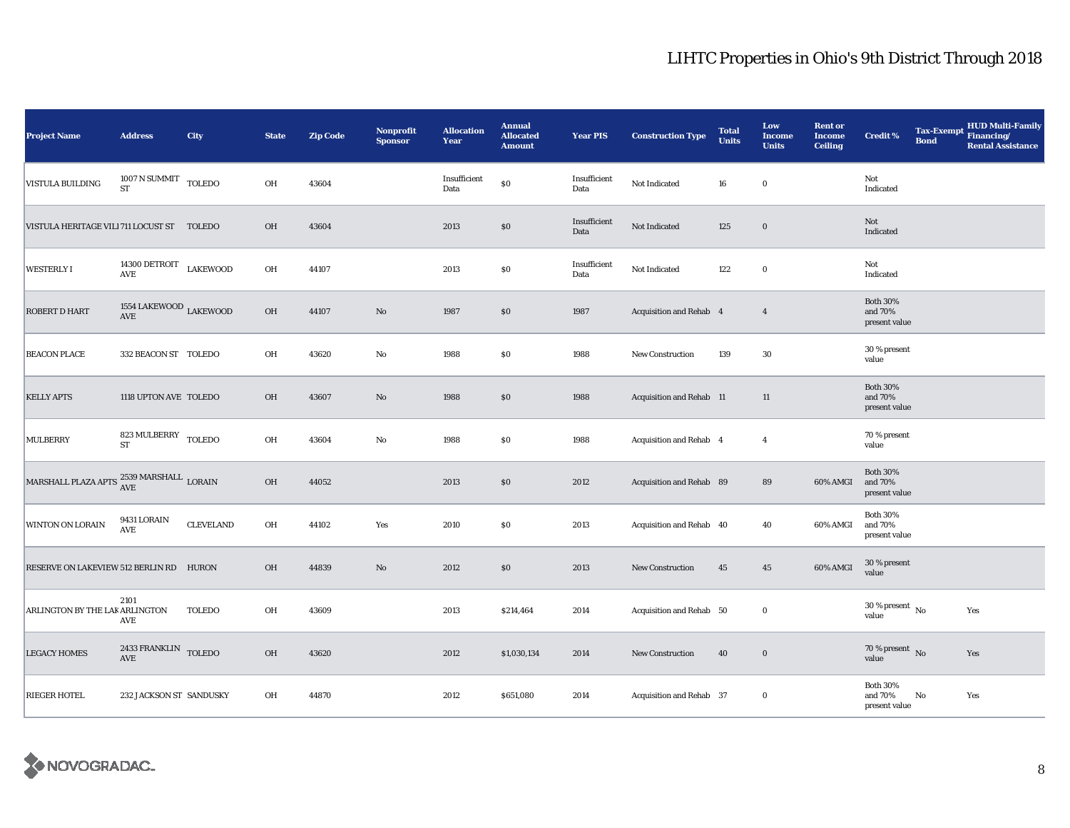# LIHTC Properties in Ohio's 9th District Through 2018

| Project Name | Address | City | State | Zip Code | Nonprofit Sponsor | Allocation Year | Annual Allocated Amount | Year PIS | Construction Type | Total Units | Low Income Units | Rent or Income Ceiling | Credit % | Tax-Exempt Bond | HUD Multi-Family Financing/ Rental Assistance |
|---|---|---|---|---|---|---|---|---|---|---|---|---|---|---|---|
| VISTULA BUILDING | 1007 N SUMMIT ST | TOLEDO | OH | 43604 | | Insufficient Data | $0 | Insufficient Data | Not Indicated | 16 | 0 | | Not Indicated | | |
| VISTULA HERITAGE VILI | 711 LOCUST ST | TOLEDO | OH | 43604 | | 2013 | $0 | Insufficient Data | Not Indicated | 125 | 0 | | Not Indicated | | |
| WESTERLY I | 14300 DETROIT AVE | LAKEWOOD | OH | 44107 | | 2013 | $0 | Insufficient Data | Not Indicated | 122 | 0 | | Not Indicated | | |
| ROBERT D HART | 1554 LAKEWOOD AVE | LAKEWOOD | OH | 44107 | No | 1987 | $0 | 1987 | Acquisition and Rehab | 4 | 4 | | Both 30% and 70% present value | | |
| BEACON PLACE | 332 BEACON ST | TOLEDO | OH | 43620 | No | 1988 | $0 | 1988 | New Construction | 139 | 30 | | 30 % present value | | |
| KELLY APTS | 1118 UPTON AVE | TOLEDO | OH | 43607 | No | 1988 | $0 | 1988 | Acquisition and Rehab | 11 | 11 | | Both 30% and 70% present value | | |
| MULBERRY | 823 MULBERRY ST | TOLEDO | OH | 43604 | No | 1988 | $0 | 1988 | Acquisition and Rehab | 4 | 4 | | 70 % present value | | |
| MARSHALL PLAZA APTS | 2539 MARSHALL AVE | LORAIN | OH | 44052 | | 2013 | $0 | 2012 | Acquisition and Rehab | 89 | 89 | 60% AMGI | Both 30% and 70% present value | | |
| WINTON ON LORAIN | 9431 LORAIN AVE | CLEVELAND | OH | 44102 | Yes | 2010 | $0 | 2013 | Acquisition and Rehab | 40 | 40 | 60% AMGI | Both 30% and 70% present value | | |
| RESERVE ON LAKEVIEW | 512 BERLIN RD | HURON | OH | 44839 | No | 2012 | $0 | 2013 | New Construction | 45 | 45 | 60% AMGI | 30 % present value | | |
| ARLINGTON BY THE LAK | 2101 ARLINGTON AVE | TOLEDO | OH | 43609 | | 2013 | $214,464 | 2014 | Acquisition and Rehab | 50 | 0 | | 30 % present value | No | Yes |
| LEGACY HOMES | 2433 FRANKLIN AVE | TOLEDO | OH | 43620 | | 2012 | $1,030,134 | 2014 | New Construction | 40 | 0 | | 70 % present value | No | Yes |
| RIEGER HOTEL | 232 JACKSON ST | SANDUSKY | OH | 44870 | | 2012 | $651,080 | 2014 | Acquisition and Rehab | 37 | 0 | | Both 30% and 70% present value | No | Yes |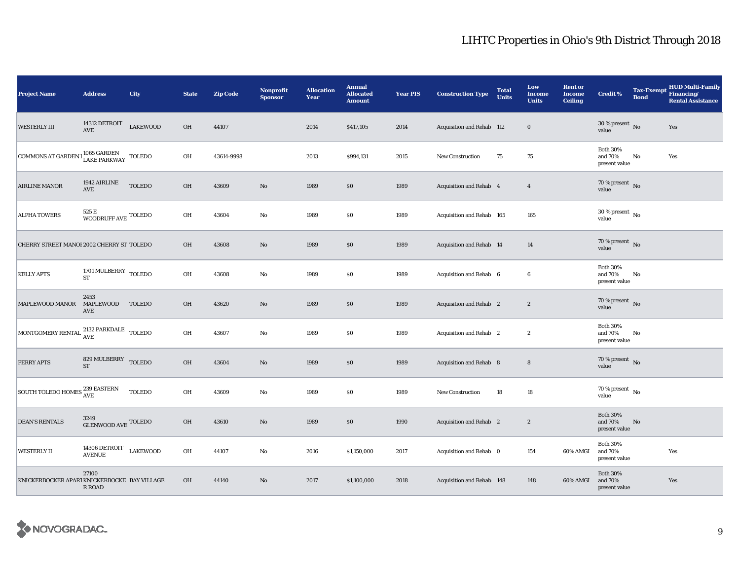# LIHTC Properties in Ohio's 9th District Through 2018

| Project Name | Address | City | State | Zip Code | Nonprofit Sponsor | Allocation Year | Annual Allocated Amount | Year PIS | Construction Type | Total Units | Low Income Units | Rent or Income Ceiling | Credit % | Tax-Exempt Bond | HUD Multi-Family Financing/ Rental Assistance |
|---|---|---|---|---|---|---|---|---|---|---|---|---|---|---|---|
| WESTERLY III | 14312 DETROIT AVE | LAKEWOOD | OH | 44107 | | 2014 | $417,105 | 2014 | Acquisition and Rehab | 112 | 0 | | 30 % present value | No | Yes |
| COMMONS AT GARDEN I | 1065 GARDEN LAKE PARKWAY | TOLEDO | OH | 43614-9998 | | 2013 | $994,131 | 2015 | New Construction | 75 | 75 | | Both 30% and 70% present value | No | Yes |
| AIRLINE MANOR | 1942 AIRLINE AVE | TOLEDO | OH | 43609 | No | 1989 | $0 | 1989 | Acquisition and Rehab | 4 | 4 | | 70 % present value | No | |
| ALPHA TOWERS | 525 E WOODRUFF AVE | TOLEDO | OH | 43604 | No | 1989 | $0 | 1989 | Acquisition and Rehab | 165 | 165 | | 30 % present value | No | |
| CHERRY STREET MANOI | 2002 CHERRY ST | TOLEDO | OH | 43608 | No | 1989 | $0 | 1989 | Acquisition and Rehab | 14 | 14 | | 70 % present value | No | |
| KELLY APTS | 1701 MULBERRY ST | TOLEDO | OH | 43608 | No | 1989 | $0 | 1989 | Acquisition and Rehab | 6 | 6 | | Both 30% and 70% present value | No | |
| MAPLEWOOD MANOR | 2453 MAPLEWOOD AVE | TOLEDO | OH | 43620 | No | 1989 | $0 | 1989 | Acquisition and Rehab | 2 | 2 | | 70 % present value | No | |
| MONTGOMERY RENTAL | 2132 PARKDALE AVE | TOLEDO | OH | 43607 | No | 1989 | $0 | 1989 | Acquisition and Rehab | 2 | 2 | | Both 30% and 70% present value | No | |
| PERRY APTS | 829 MULBERRY ST | TOLEDO | OH | 43604 | No | 1989 | $0 | 1989 | Acquisition and Rehab | 8 | 8 | | 70 % present value | No | |
| SOUTH TOLEDO HOMES | 239 EASTERN AVE | TOLEDO | OH | 43609 | No | 1989 | $0 | 1989 | New Construction | 18 | 18 | | 70 % present value | No | |
| DEAN'S RENTALS | 3249 GLENWOOD AVE | TOLEDO | OH | 43610 | No | 1989 | $0 | 1990 | Acquisition and Rehab | 2 | 2 | | Both 30% and 70% present value | No | |
| WESTERLY II | 14306 DETROIT AVENUE | LAKEWOOD | OH | 44107 | No | 2016 | $1,150,000 | 2017 | Acquisition and Rehab | 0 | 154 | 60% AMGI | Both 30% and 70% present value | | Yes |
| KNICKERBOCKER APAR1 | 27100 KNICKERBOCKER ROAD | BAY VILLAGE | OH | 44140 | No | 2017 | $1,100,000 | 2018 | Acquisition and Rehab | 148 | 148 | 60% AMGI | Both 30% and 70% present value | | Yes |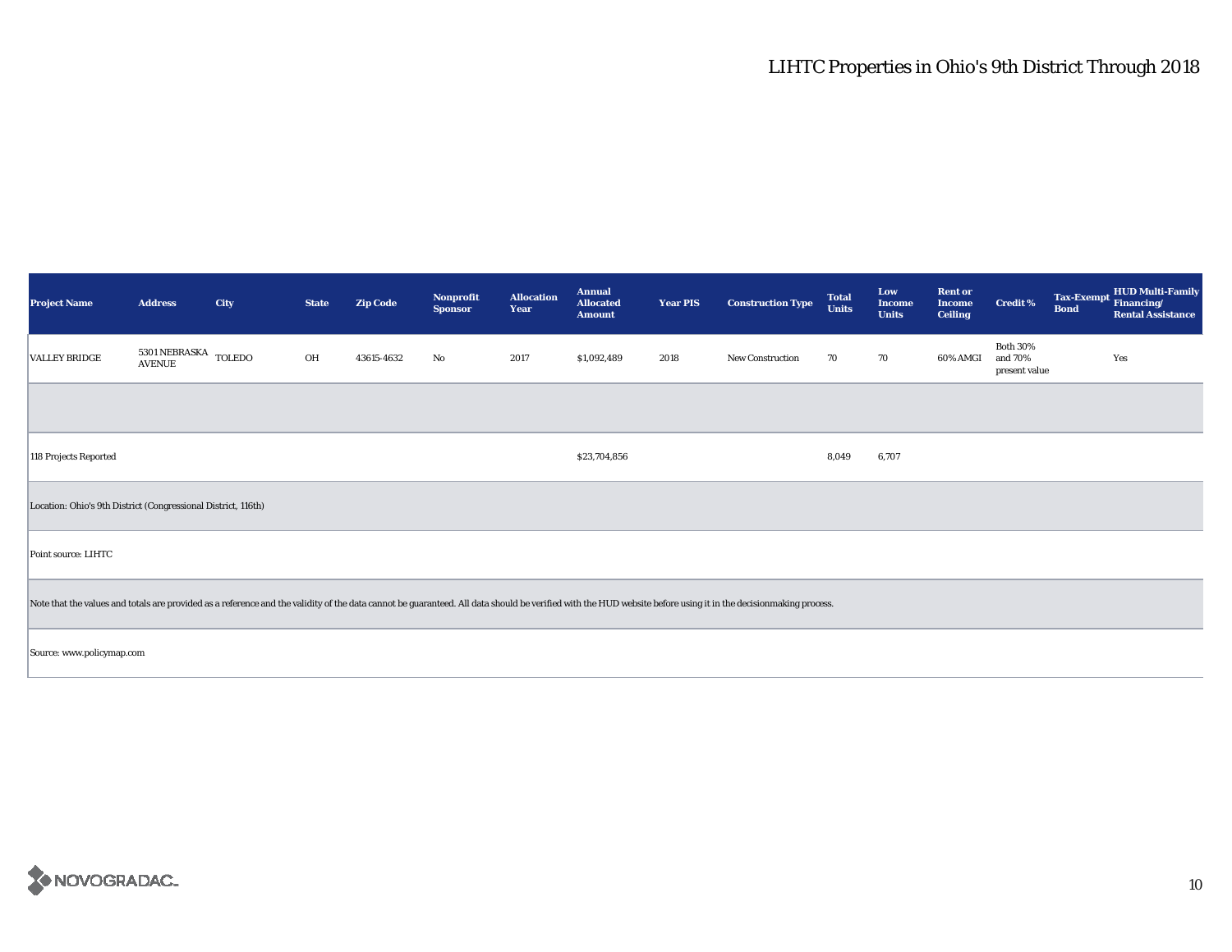# LIHTC Properties in Ohio's 9th District Through 2018

| Project Name | Address | City | State | Zip Code | Nonprofit Sponsor | Allocation Year | Annual Allocated Amount | Year PIS | Construction Type | Total Units | Low Income Units | Rent or Income Ceiling | Credit % | Tax-Exempt Bond | HUD Multi-Family Financing/ Rental Assistance |
|---|---|---|---|---|---|---|---|---|---|---|---|---|---|---|---|
| VALLEY BRIDGE | 5301 NEBRASKA AVENUE | TOLEDO | OH | 43615-4632 | No | 2017 | $1,092,489 | 2018 | New Construction | 70 | 70 | 60% AMGI | Both 30% and 70% present value | | Yes |
| | | | | | | | | | | | | | | | |
| 118 Projects Reported | | | | | | | $23,704,856 | | | 8,049 | 6,707 | | | | |
| Location: Ohio's 9th District (Congressional District, 116th) | | | | | | | | | | | | | | | |
| Point source: LIHTC | | | | | | | | | | | | | | | |
| Note that the values and totals are provided as a reference and the validity of the data cannot be guaranteed. All data should be verified with the HUD website before using it in the decisionmaking process. | | | | | | | | | | | | | | | |
| Source: www.policymap.com | | | | | | | | | | | | | | | |